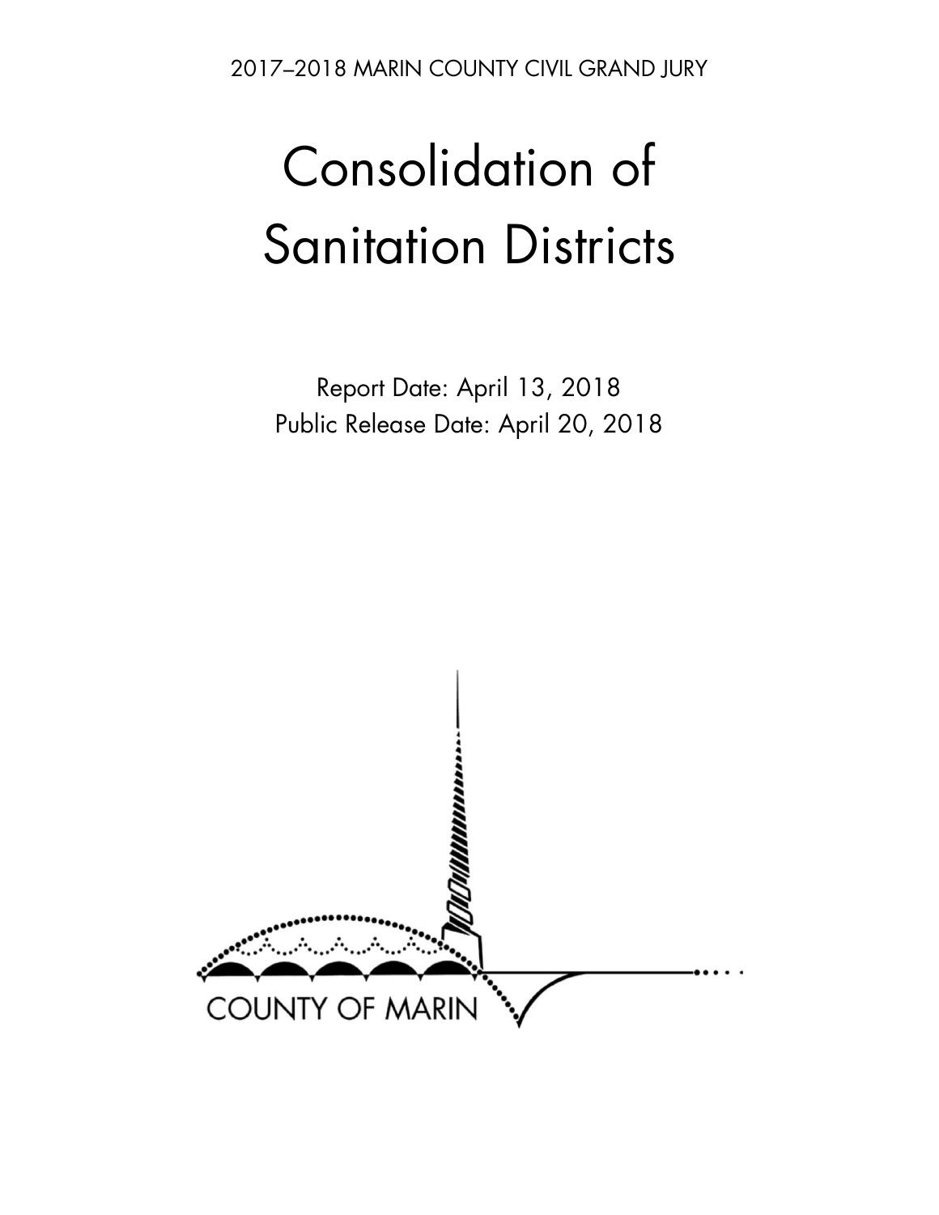2017–2018 MARIN COUNTY CIVIL GRAND JURY

# Consolidation of Sanitation Districts

Report Date: April 13, 2018

Public Release Date: April 20, 2018

COUNTY OF MARIN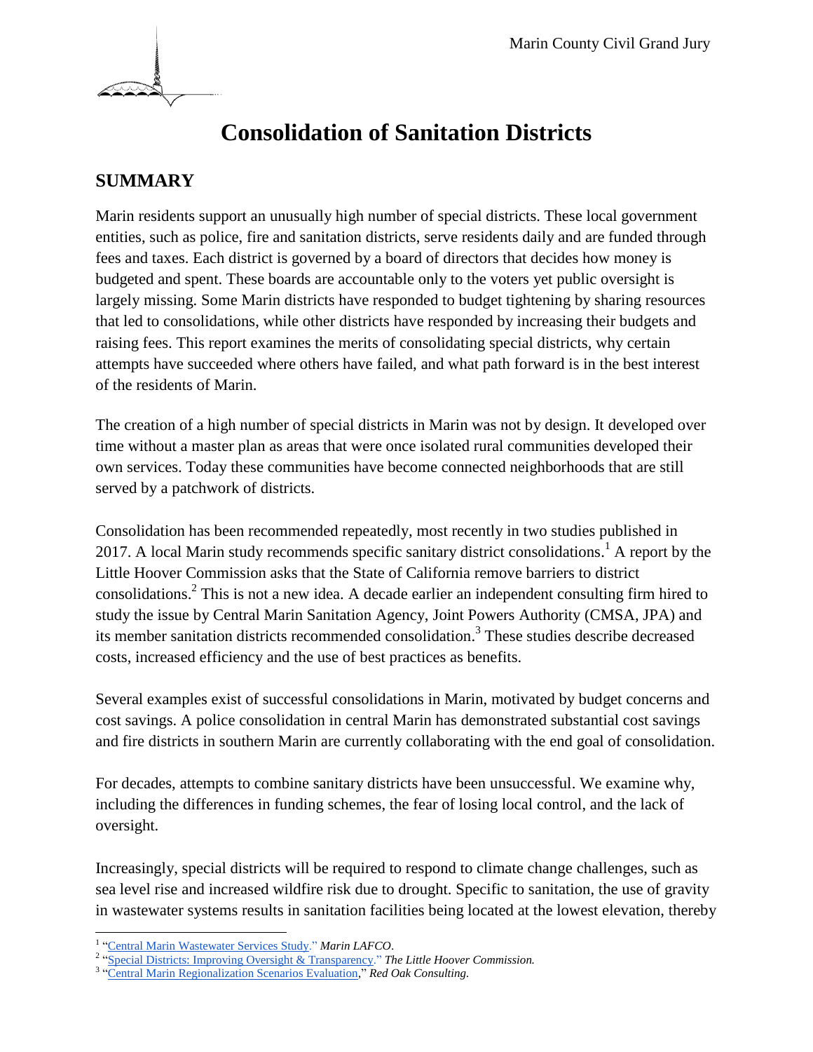# Consolidation of Sanitation Districts

## SUMMARY

Marin residents support an unusually high number of special districts. These local government entities, such as police, fire and sanitation districts, serve residents daily and are funded through fees and taxes. Each district is governed by a board of directors that decides how money is budgeted and spent. These boards are accountable only to the voters yet public oversight is largely missing. Some Marin districts have responded to budget tightening by sharing resources that led to consolidations, while other districts have responded by increasing their budgets and raising fees. This report examines the merits of consolidating special districts, why certain attempts have succeeded where others have failed, and what path forward is in the best interest of the residents of Marin.

The creation of a high number of special districts in Marin was not by design. It developed over time without a master plan as areas that were once isolated rural communities developed their own services. Today these communities have become connected neighborhoods that are still served by a patchwork of districts.

Consolidation has been recommended repeatedly, most recently in two studies published in 2017. A local Marin study recommends specific sanitary district consolidations.[1] A report by the Little Hoover Commission asks that the State of California remove barriers to district consolidations.[2] This is not a new idea. A decade earlier an independent consulting firm hired to study the issue by Central Marin Sanitation Agency, Joint Powers Authority (CMSA, JPA) and its member sanitation districts recommended consolidation.[3] These studies describe decreased costs, increased efficiency and the use of best practices as benefits.

Several examples exist of successful consolidations in Marin, motivated by budget concerns and cost savings. A police consolidation in central Marin has demonstrated substantial cost savings and fire districts in southern Marin are currently collaborating with the end goal of consolidation.

For decades, attempts to combine sanitary districts have been unsuccessful. We examine why, including the differences in funding schemes, the fear of losing local control, and the lack of oversight.

Increasingly, special districts will be required to respond to climate change challenges, such as sea level rise and increased wildfire risk due to drought. Specific to sanitation, the use of gravity in wastewater systems results in sanitation facilities being located at the lowest elevation, thereby

---

[1] "Central Marin Wastewater Services Study." *Marin LAFCO*.

[2] "Special Districts: Improving Oversight & Transparency." *The Little Hoover Commission.*

[3] "Central Marin Regionalization Scenarios Evaluation," *Red Oak Consulting.*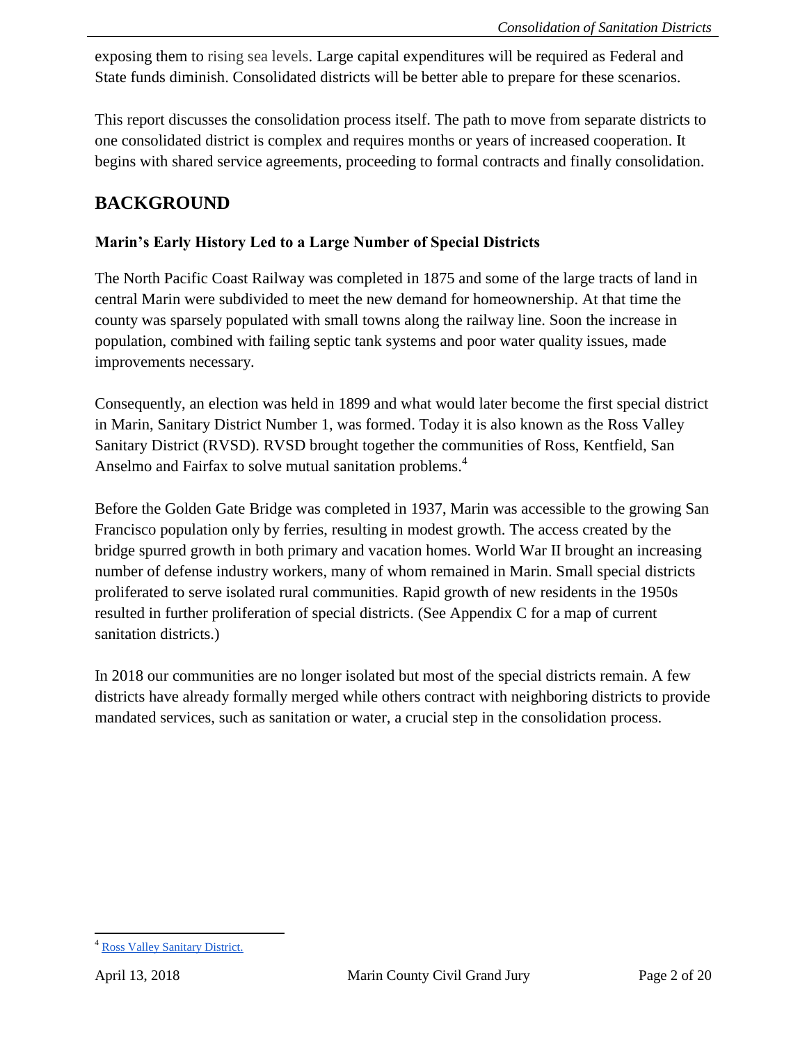exposing them to rising sea levels. Large capital expenditures will be required as Federal and State funds diminish. Consolidated districts will be better able to prepare for these scenarios.

This report discusses the consolidation process itself. The path to move from separate districts to one consolidated district is complex and requires months or years of increased cooperation. It begins with shared service agreements, proceeding to formal contracts and finally consolidation.

## BACKGROUND

### Marin's Early History Led to a Large Number of Special Districts

The North Pacific Coast Railway was completed in 1875 and some of the large tracts of land in central Marin were subdivided to meet the new demand for homeownership. At that time the county was sparsely populated with small towns along the railway line. Soon the increase in population, combined with failing septic tank systems and poor water quality issues, made improvements necessary.

Consequently, an election was held in 1899 and what would later become the first special district in Marin, Sanitary District Number 1, was formed. Today it is also known as the Ross Valley Sanitary District (RVSD). RVSD brought together the communities of Ross, Kentfield, San Anselmo and Fairfax to solve mutual sanitation problems.[4]

Before the Golden Gate Bridge was completed in 1937, Marin was accessible to the growing San Francisco population only by ferries, resulting in modest growth. The access created by the bridge spurred growth in both primary and vacation homes. World War II brought an increasing number of defense industry workers, many of whom remained in Marin. Small special districts proliferated to serve isolated rural communities. Rapid growth of new residents in the 1950s resulted in further proliferation of special districts. (See Appendix C for a map of current sanitation districts.)

In 2018 our communities are no longer isolated but most of the special districts remain. A few districts have already formally merged while others contract with neighboring districts to provide mandated services, such as sanitation or water, a crucial step in the consolidation process.

---

[4] Ross Valley Sanitary District.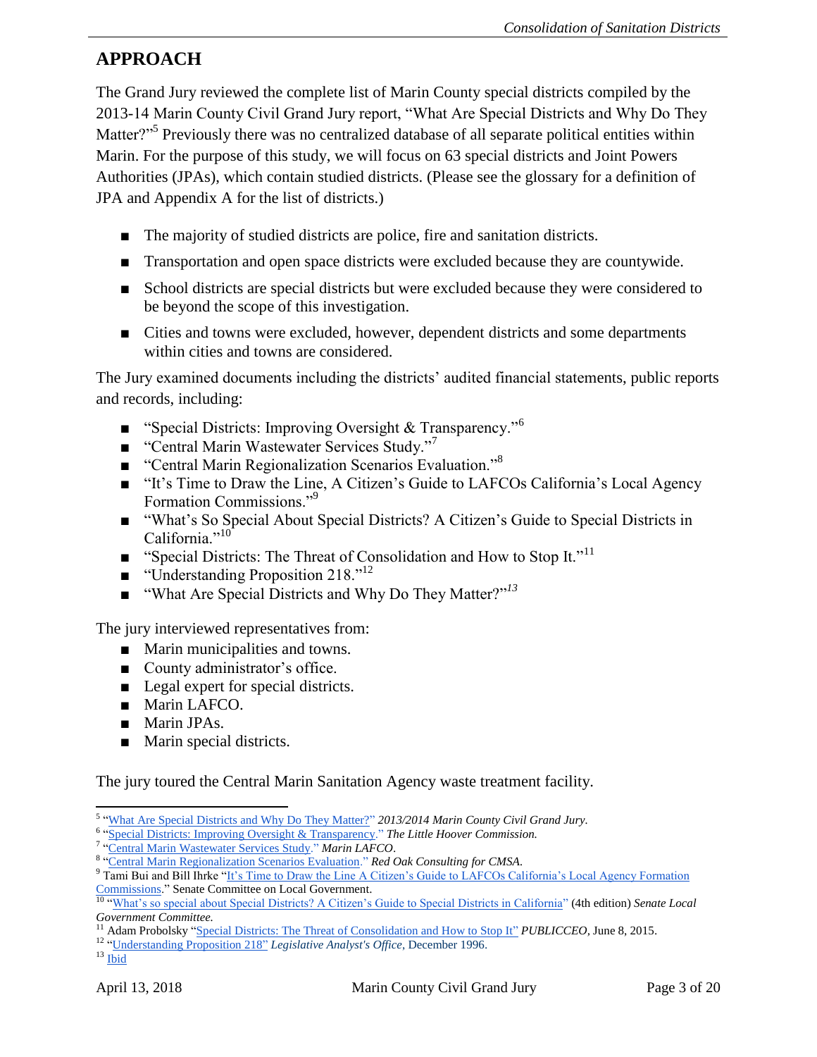## APPROACH

The Grand Jury reviewed the complete list of Marin County special districts compiled by the 2013-14 Marin County Civil Grand Jury report, "What Are Special Districts and Why Do They Matter?"[5] Previously there was no centralized database of all separate political entities within Marin. For the purpose of this study, we will focus on 63 special districts and Joint Powers Authorities (JPAs), which contain studied districts. (Please see the glossary for a definition of JPA and Appendix A for the list of districts.)

- The majority of studied districts are police, fire and sanitation districts.
- Transportation and open space districts were excluded because they are countywide.
- School districts are special districts but were excluded because they were considered to be beyond the scope of this investigation.
- Cities and towns were excluded, however, dependent districts and some departments within cities and towns are considered.

The Jury examined documents including the districts' audited financial statements, public reports and records, including:

- "Special Districts: Improving Oversight & Transparency."[6]
- "Central Marin Wastewater Services Study."[7]
- "Central Marin Regionalization Scenarios Evaluation."[8]
- "It's Time to Draw the Line, A Citizen's Guide to LAFCOs California's Local Agency Formation Commissions."[9]
- "What's So Special About Special Districts? A Citizen's Guide to Special Districts in California."[10]
- "Special Districts: The Threat of Consolidation and How to Stop It."[11]
- "Understanding Proposition 218."[12]
- "What Are Special Districts and Why Do They Matter?"[13]

The jury interviewed representatives from:

- Marin municipalities and towns.
- County administrator's office.
- Legal expert for special districts.
- Marin LAFCO.
- Marin JPAs.
- Marin special districts.

The jury toured the Central Marin Sanitation Agency waste treatment facility.

---

[5] "What Are Special Districts and Why Do They Matter?" *2013/2014 Marin County Civil Grand Jury*.

[6] "Special Districts: Improving Oversight & Transparency." *The Little Hoover Commission.*

[7] "Central Marin Wastewater Services Study." *Marin LAFCO*.

[8] "Central Marin Regionalization Scenarios Evaluation." *Red Oak Consulting for CMSA*.

[9] Tami Bui and Bill Ihrke "It's Time to Draw the Line A Citizen's Guide to LAFCOs California's Local Agency Formation Commissions." Senate Committee on Local Government.

[10] "What's so special about Special Districts? A Citizen's Guide to Special Districts in California" (4th edition) *Senate Local Government Committee.*

[11] Adam Probolsky "Special Districts: The Threat of Consolidation and How to Stop It" *PUBLICCEO*, June 8, 2015.

[12] "Understanding Proposition 218" *Legislative Analyst's Office*, December 1996.

[13] Ibid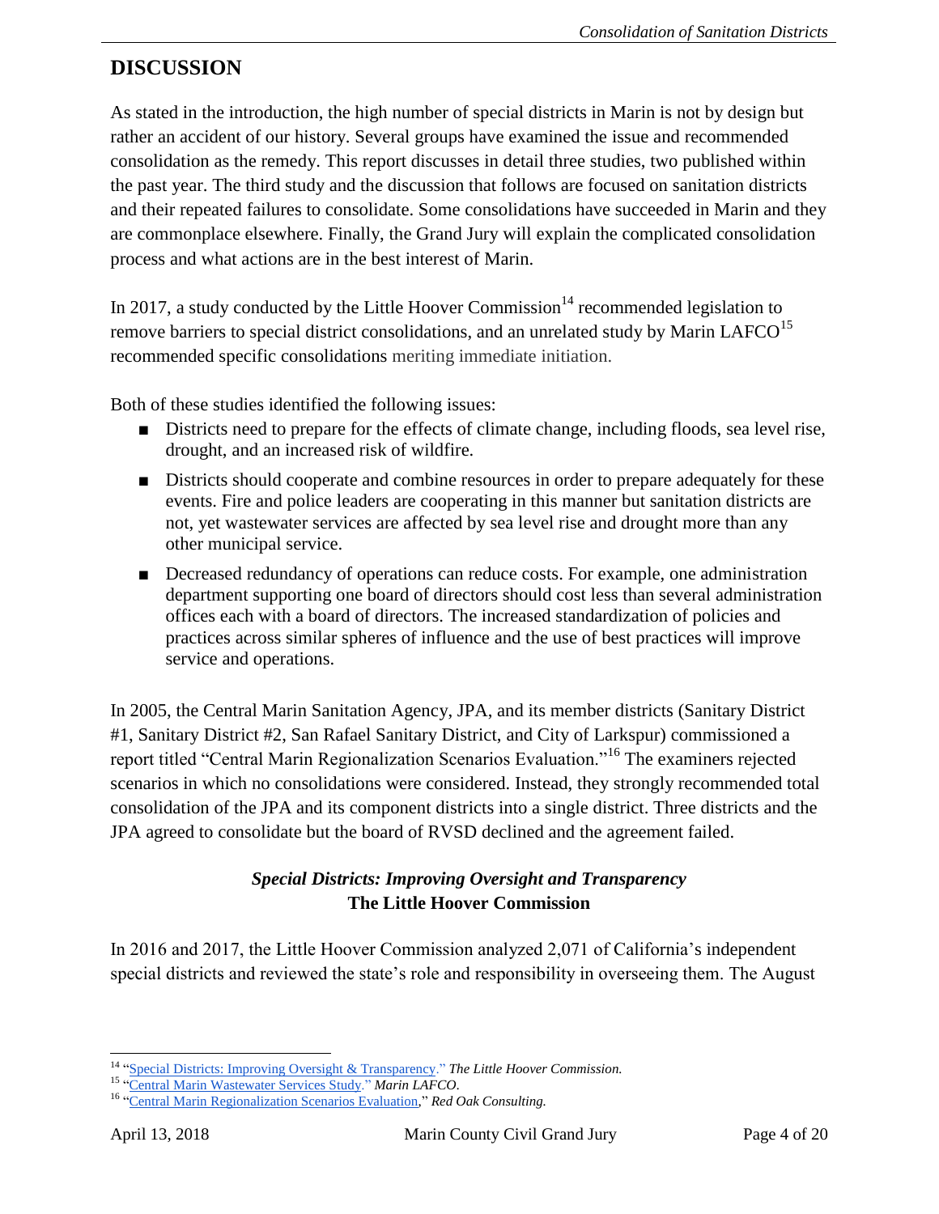## DISCUSSION

As stated in the introduction, the high number of special districts in Marin is not by design but rather an accident of our history. Several groups have examined the issue and recommended consolidation as the remedy. This report discusses in detail three studies, two published within the past year. The third study and the discussion that follows are focused on sanitation districts and their repeated failures to consolidate. Some consolidations have succeeded in Marin and they are commonplace elsewhere. Finally, the Grand Jury will explain the complicated consolidation process and what actions are in the best interest of Marin.

In 2017, a study conducted by the Little Hoover Commission[14] recommended legislation to remove barriers to special district consolidations, and an unrelated study by Marin LAFCO[15] recommended specific consolidations meriting immediate initiation.

Both of these studies identified the following issues:

- Districts need to prepare for the effects of climate change, including floods, sea level rise, drought, and an increased risk of wildfire.
- Districts should cooperate and combine resources in order to prepare adequately for these events. Fire and police leaders are cooperating in this manner but sanitation districts are not, yet wastewater services are affected by sea level rise and drought more than any other municipal service.
- Decreased redundancy of operations can reduce costs. For example, one administration department supporting one board of directors should cost less than several administration offices each with a board of directors. The increased standardization of policies and practices across similar spheres of influence and the use of best practices will improve service and operations.

In 2005, the Central Marin Sanitation Agency, JPA, and its member districts (Sanitary District #1, Sanitary District #2, San Rafael Sanitary District, and City of Larkspur) commissioned a report titled "Central Marin Regionalization Scenarios Evaluation."[16] The examiners rejected scenarios in which no consolidations were considered. Instead, they strongly recommended total consolidation of the JPA and its component districts into a single district. Three districts and the JPA agreed to consolidate but the board of RVSD declined and the agreement failed.

### *Special Districts: Improving Oversight and Transparency*
### The Little Hoover Commission

In 2016 and 2017, the Little Hoover Commission analyzed 2,071 of California's independent special districts and reviewed the state's role and responsibility in overseeing them. The August

---

[14] "Special Districts: Improving Oversight & Transparency." *The Little Hoover Commission.*

[15] "Central Marin Wastewater Services Study." *Marin LAFCO*.

[16] "Central Marin Regionalization Scenarios Evaluation," *Red Oak Consulting.*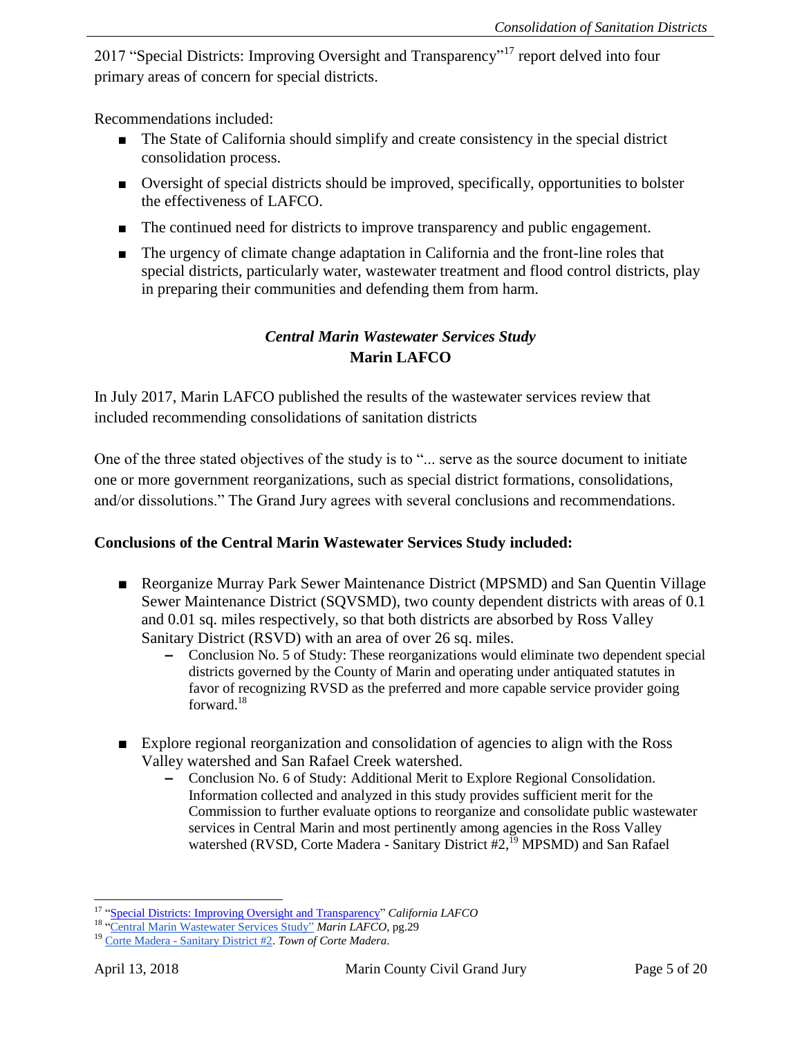2017 "Special Districts: Improving Oversight and Transparency"[17] report delved into four primary areas of concern for special districts.

Recommendations included:

- The State of California should simplify and create consistency in the special district consolidation process.
- Oversight of special districts should be improved, specifically, opportunities to bolster the effectiveness of LAFCO.
- The continued need for districts to improve transparency and public engagement.
- The urgency of climate change adaptation in California and the front-line roles that special districts, particularly water, wastewater treatment and flood control districts, play in preparing their communities and defending them from harm.

### *Central Marin Wastewater Services Study*
### Marin LAFCO

In July 2017, Marin LAFCO published the results of the wastewater services review that included recommending consolidations of sanitation districts

One of the three stated objectives of the study is to "... serve as the source document to initiate one or more government reorganizations, such as special district formations, consolidations, and/or dissolutions." The Grand Jury agrees with several conclusions and recommendations.

**Conclusions of the Central Marin Wastewater Services Study included:**

- Reorganize Murray Park Sewer Maintenance District (MPSMD) and San Quentin Village Sewer Maintenance District (SQVSMD), two county dependent districts with areas of 0.1 and 0.01 sq. miles respectively, so that both districts are absorbed by Ross Valley Sanitary District (RSVD) with an area of over 26 sq. miles.
  - Conclusion No. 5 of Study: These reorganizations would eliminate two dependent special districts governed by the County of Marin and operating under antiquated statutes in favor of recognizing RVSD as the preferred and more capable service provider going forward.[18]
- Explore regional reorganization and consolidation of agencies to align with the Ross Valley watershed and San Rafael Creek watershed.
  - Conclusion No. 6 of Study: Additional Merit to Explore Regional Consolidation. Information collected and analyzed in this study provides sufficient merit for the Commission to further evaluate options to reorganize and consolidate public wastewater services in Central Marin and most pertinently among agencies in the Ross Valley watershed (RVSD, Corte Madera - Sanitary District #2,[19] MPSMD) and San Rafael

---

[17] "Special Districts: Improving Oversight and Transparency" *California LAFCO*

[18] "Central Marin Wastewater Services Study" *Marin LAFCO*, pg.29

[19] Corte Madera - Sanitary District #2. *Town of Corte Madera.*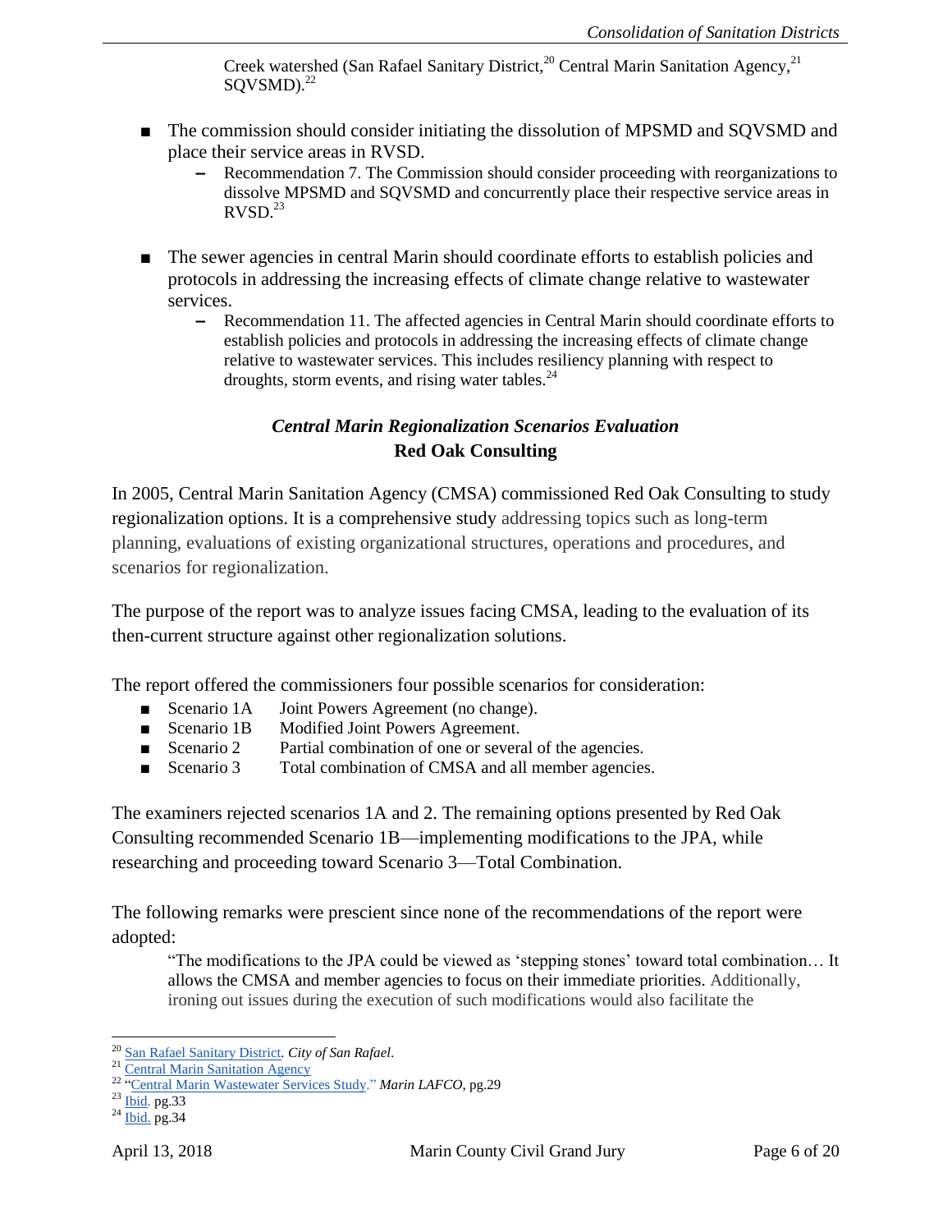Creek watershed (San Rafael Sanitary District,[20] Central Marin Sanitation Agency,[21] SQVSMD).[22]

- The commission should consider initiating the dissolution of MPSMD and SQVSMD and place their service areas in RVSD.
  - Recommendation 7. The Commission should consider proceeding with reorganizations to dissolve MPSMD and SQVSMD and concurrently place their respective service areas in RVSD.[23]

- The sewer agencies in central Marin should coordinate efforts to establish policies and protocols in addressing the increasing effects of climate change relative to wastewater services.
  - Recommendation 11. The affected agencies in Central Marin should coordinate efforts to establish policies and protocols in addressing the increasing effects of climate change relative to wastewater services. This includes resiliency planning with respect to droughts, storm events, and rising water tables.[24]

### *Central Marin Regionalization Scenarios Evaluation*
### **Red Oak Consulting**

In 2005, Central Marin Sanitation Agency (CMSA) commissioned Red Oak Consulting to study regionalization options. It is a comprehensive study addressing topics such as long-term planning, evaluations of existing organizational structures, operations and procedures, and scenarios for regionalization.

The purpose of the report was to analyze issues facing CMSA, leading to the evaluation of its then-current structure against other regionalization solutions.

The report offered the commissioners four possible scenarios for consideration:

- Scenario 1A Joint Powers Agreement (no change).
- Scenario 1B Modified Joint Powers Agreement.
- Scenario 2 Partial combination of one or several of the agencies.
- Scenario 3 Total combination of CMSA and all member agencies.

The examiners rejected scenarios 1A and 2. The remaining options presented by Red Oak Consulting recommended Scenario 1B—implementing modifications to the JPA, while researching and proceeding toward Scenario 3—Total Combination.

The following remarks were prescient since none of the recommendations of the report were adopted:

> "The modifications to the JPA could be viewed as 'stepping stones' toward total combination… It allows the CMSA and member agencies to focus on their immediate priorities. Additionally, ironing out issues during the execution of such modifications would also facilitate the

---

[20] San Rafael Sanitary District. *City of San Rafael*.
[21] Central Marin Sanitation Agency
[22] "Central Marin Wastewater Services Study." *Marin LAFCO*, pg.29
[23] Ibid. pg.33
[24] Ibid. pg.34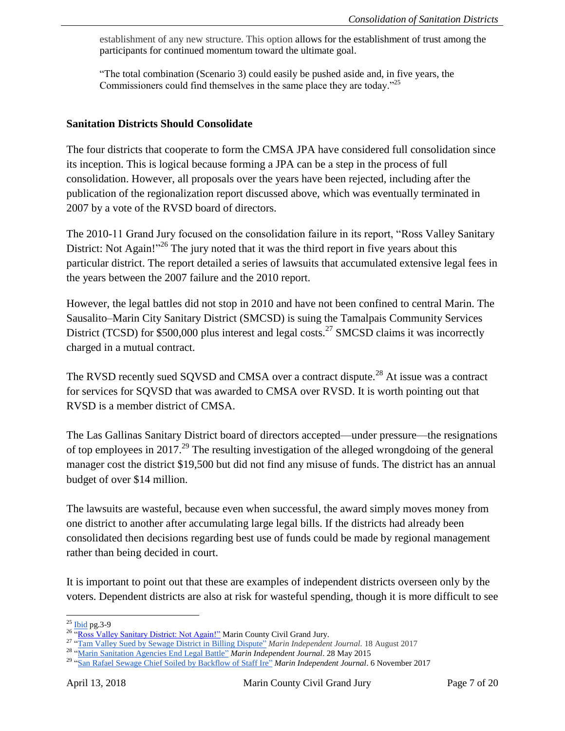> establishment of any new structure. This option allows for the establishment of trust among the participants for continued momentum toward the ultimate goal.
>
> "The total combination (Scenario 3) could easily be pushed aside and, in five years, the Commissioners could find themselves in the same place they are today."[25]

### Sanitation Districts Should Consolidate

The four districts that cooperate to form the CMSA JPA have considered full consolidation since its inception. This is logical because forming a JPA can be a step in the process of full consolidation. However, all proposals over the years have been rejected, including after the publication of the regionalization report discussed above, which was eventually terminated in 2007 by a vote of the RVSD board of directors.

The 2010-11 Grand Jury focused on the consolidation failure in its report, "Ross Valley Sanitary District: Not Again!"[26] The jury noted that it was the third report in five years about this particular district. The report detailed a series of lawsuits that accumulated extensive legal fees in the years between the 2007 failure and the 2010 report.

However, the legal battles did not stop in 2010 and have not been confined to central Marin. The Sausalito–Marin City Sanitary District (SMCSD) is suing the Tamalpais Community Services District (TCSD) for $500,000 plus interest and legal costs.[27] SMCSD claims it was incorrectly charged in a mutual contract.

The RVSD recently sued SQVSD and CMSA over a contract dispute.[28] At issue was a contract for services for SQVSD that was awarded to CMSA over RVSD. It is worth pointing out that RVSD is a member district of CMSA.

The Las Gallinas Sanitary District board of directors accepted—under pressure—the resignations of top employees in 2017.[29] The resulting investigation of the alleged wrongdoing of the general manager cost the district $19,500 but did not find any misuse of funds. The district has an annual budget of over $14 million.

The lawsuits are wasteful, because even when successful, the award simply moves money from one district to another after accumulating large legal bills. If the districts had already been consolidated then decisions regarding best use of funds could be made by regional management rather than being decided in court.

It is important to point out that these are examples of independent districts overseen only by the voters. Dependent districts are also at risk for wasteful spending, though it is more difficult to see

---

[25] Ibid pg.3-9

[26] "Ross Valley Sanitary District: Not Again!" Marin County Civil Grand Jury.

[27] "Tam Valley Sued by Sewage District in Billing Dispute" *Marin Independent Journal.* 18 August 2017

[28] "Marin Sanitation Agencies End Legal Battle" *Marin Independent Journal*. 28 May 2015

[29] "San Rafael Sewage Chief Soiled by Backflow of Staff Ire" *Marin Independent Journal*. 6 November 2017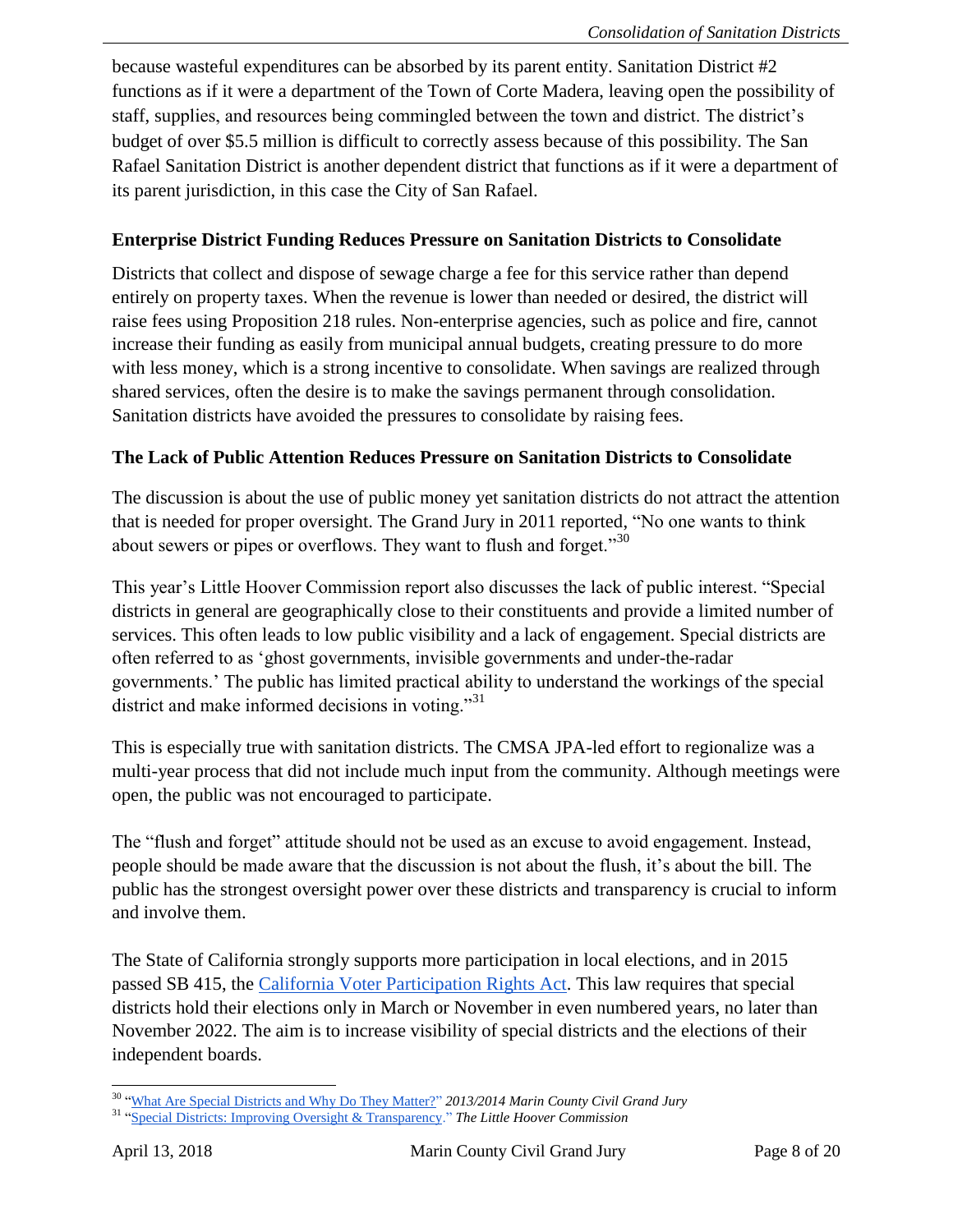because wasteful expenditures can be absorbed by its parent entity. Sanitation District #2 functions as if it were a department of the Town of Corte Madera, leaving open the possibility of staff, supplies, and resources being commingled between the town and district. The district's budget of over $5.5 million is difficult to correctly assess because of this possibility. The San Rafael Sanitation District is another dependent district that functions as if it were a department of its parent jurisdiction, in this case the City of San Rafael.

### Enterprise District Funding Reduces Pressure on Sanitation Districts to Consolidate

Districts that collect and dispose of sewage charge a fee for this service rather than depend entirely on property taxes. When the revenue is lower than needed or desired, the district will raise fees using Proposition 218 rules. Non-enterprise agencies, such as police and fire, cannot increase their funding as easily from municipal annual budgets, creating pressure to do more with less money, which is a strong incentive to consolidate. When savings are realized through shared services, often the desire is to make the savings permanent through consolidation. Sanitation districts have avoided the pressures to consolidate by raising fees.

### The Lack of Public Attention Reduces Pressure on Sanitation Districts to Consolidate

The discussion is about the use of public money yet sanitation districts do not attract the attention that is needed for proper oversight. The Grand Jury in 2011 reported, "No one wants to think about sewers or pipes or overflows. They want to flush and forget."[30]

This year's Little Hoover Commission report also discusses the lack of public interest. "Special districts in general are geographically close to their constituents and provide a limited number of services. This often leads to low public visibility and a lack of engagement. Special districts are often referred to as 'ghost governments, invisible governments and under-the-radar governments.' The public has limited practical ability to understand the workings of the special district and make informed decisions in voting."[31]

This is especially true with sanitation districts. The CMSA JPA-led effort to regionalize was a multi-year process that did not include much input from the community. Although meetings were open, the public was not encouraged to participate.

The "flush and forget" attitude should not be used as an excuse to avoid engagement. Instead, people should be made aware that the discussion is not about the flush, it's about the bill. The public has the strongest oversight power over these districts and transparency is crucial to inform and involve them.

The State of California strongly supports more participation in local elections, and in 2015 passed SB 415, the California Voter Participation Rights Act. This law requires that special districts hold their elections only in March or November in even numbered years, no later than November 2022. The aim is to increase visibility of special districts and the elections of their independent boards.

---

[30] "What Are Special Districts and Why Do They Matter?" *2013/2014 Marin County Civil Grand Jury*

[31] "Special Districts: Improving Oversight & Transparency." *The Little Hoover Commission*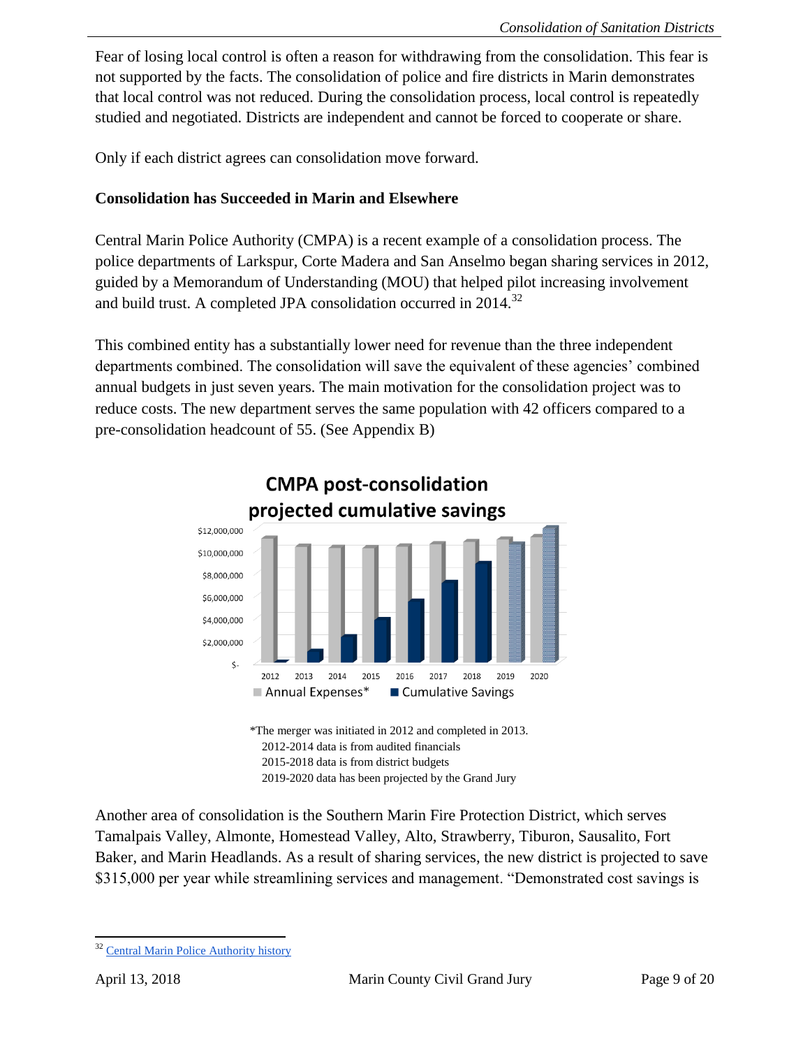Fear of losing local control is often a reason for withdrawing from the consolidation. This fear is not supported by the facts. The consolidation of police and fire districts in Marin demonstrates that local control was not reduced. During the consolidation process, local control is repeatedly studied and negotiated. Districts are independent and cannot be forced to cooperate or share.

Only if each district agrees can consolidation move forward.

**Consolidation has Succeeded in Marin and Elsewhere**

Central Marin Police Authority (CMPA) is a recent example of a consolidation process. The police departments of Larkspur, Corte Madera and San Anselmo began sharing services in 2012, guided by a Memorandum of Understanding (MOU) that helped pilot increasing involvement and build trust. A completed JPA consolidation occurred in 2014.[32]

This combined entity has a substantially lower need for revenue than the three independent departments combined. The consolidation will save the equivalent of these agencies' combined annual budgets in just seven years. The main motivation for the consolidation project was to reduce costs. The new department serves the same population with 42 officers compared to a pre-consolidation headcount of 55. (See Appendix B)

**CMPA post-consolidation projected cumulative savings**

*The merger was initiated in 2012 and completed in 2013.
2012-2014 data is from audited financials
2015-2018 data is from district budgets
2019-2020 data has been projected by the Grand Jury

Another area of consolidation is the Southern Marin Fire Protection District, which serves Tamalpais Valley, Almonte, Homestead Valley, Alto, Strawberry, Tiburon, Sausalito, Fort Baker, and Marin Headlands. As a result of sharing services, the new district is projected to save $315,000 per year while streamlining services and management. "Demonstrated cost savings is

[32] Central Marin Police Authority history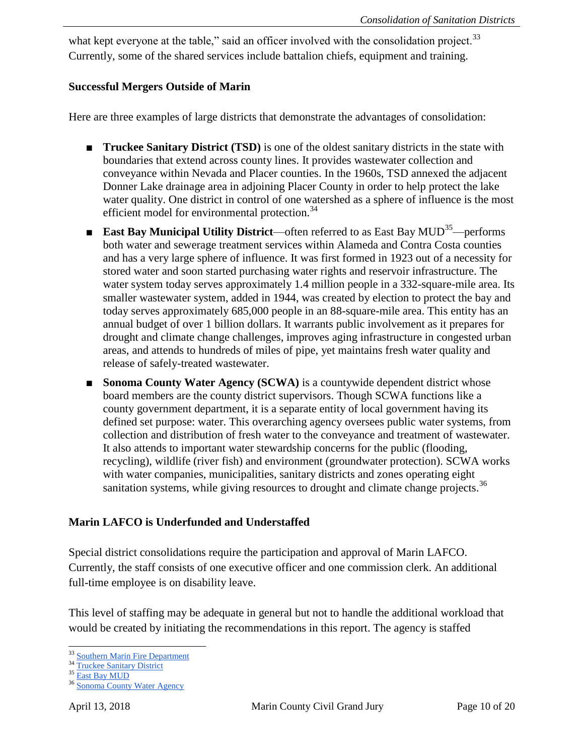what kept everyone at the table," said an officer involved with the consolidation project.[33] Currently, some of the shared services include battalion chiefs, equipment and training.

### Successful Mergers Outside of Marin

Here are three examples of large districts that demonstrate the advantages of consolidation:

- **Truckee Sanitary District (TSD)** is one of the oldest sanitary districts in the state with boundaries that extend across county lines. It provides wastewater collection and conveyance within Nevada and Placer counties. In the 1960s, TSD annexed the adjacent Donner Lake drainage area in adjoining Placer County in order to help protect the lake water quality. One district in control of one watershed as a sphere of influence is the most efficient model for environmental protection.[34]
- **East Bay Municipal Utility District**—often referred to as East Bay MUD[35]—performs both water and sewerage treatment services within Alameda and Contra Costa counties and has a very large sphere of influence. It was first formed in 1923 out of a necessity for stored water and soon started purchasing water rights and reservoir infrastructure. The water system today serves approximately 1.4 million people in a 332-square-mile area. Its smaller wastewater system, added in 1944, was created by election to protect the bay and today serves approximately 685,000 people in an 88-square-mile area. This entity has an annual budget of over 1 billion dollars. It warrants public involvement as it prepares for drought and climate change challenges, improves aging infrastructure in congested urban areas, and attends to hundreds of miles of pipe, yet maintains fresh water quality and release of safely-treated wastewater.
- **Sonoma County Water Agency (SCWA)** is a countywide dependent district whose board members are the county district supervisors. Though SCWA functions like a county government department, it is a separate entity of local government having its defined set purpose: water. This overarching agency oversees public water systems, from collection and distribution of fresh water to the conveyance and treatment of wastewater. It also attends to important water stewardship concerns for the public (flooding, recycling), wildlife (river fish) and environment (groundwater protection). SCWA works with water companies, municipalities, sanitary districts and zones operating eight sanitation systems, while giving resources to drought and climate change projects.[36]

### Marin LAFCO is Underfunded and Understaffed

Special district consolidations require the participation and approval of Marin LAFCO. Currently, the staff consists of one executive officer and one commission clerk. An additional full-time employee is on disability leave.

This level of staffing may be adequate in general but not to handle the additional workload that would be created by initiating the recommendations in this report. The agency is staffed

---

[33] Southern Marin Fire Department
[34] Truckee Sanitary District
[35] East Bay MUD
[36] Sonoma County Water Agency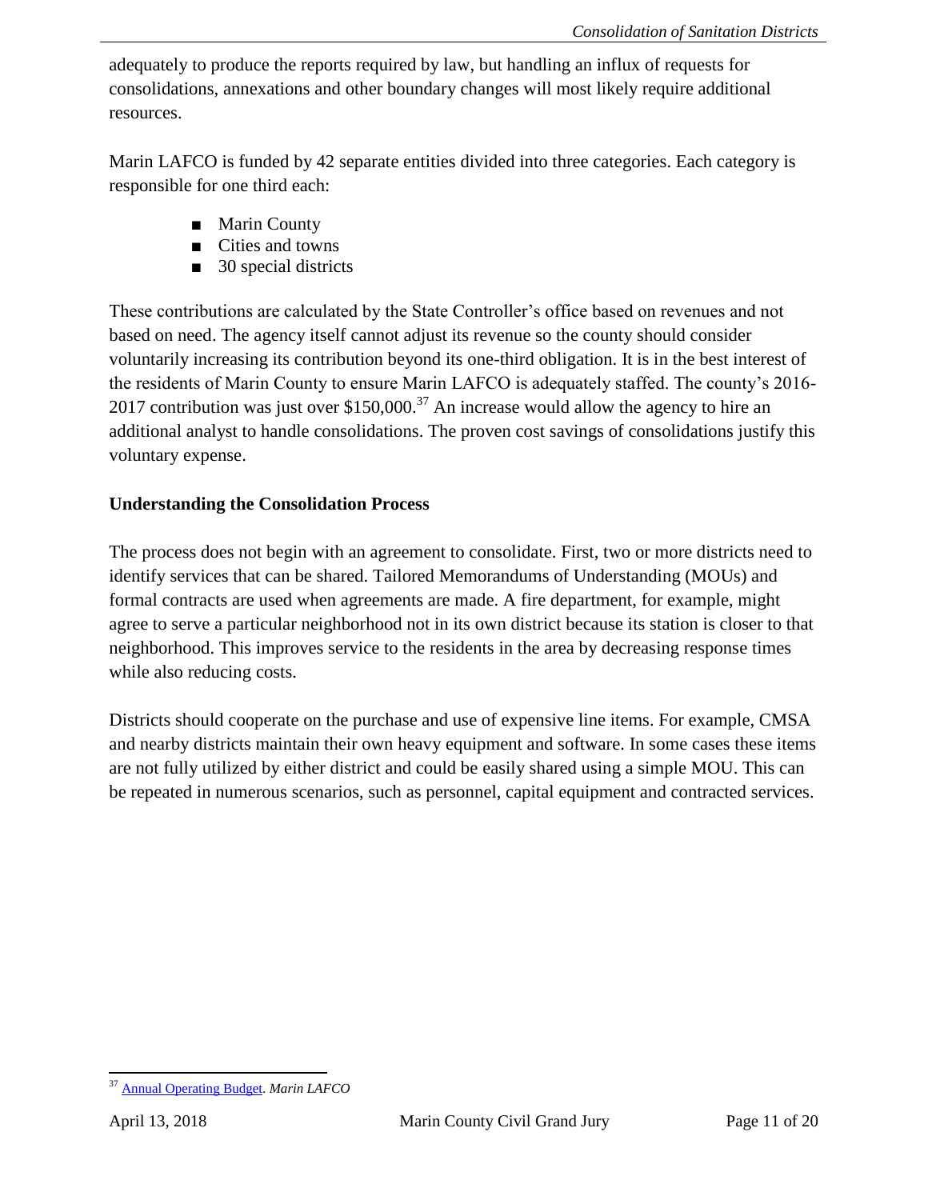adequately to produce the reports required by law, but handling an influx of requests for consolidations, annexations and other boundary changes will most likely require additional resources.

Marin LAFCO is funded by 42 separate entities divided into three categories. Each category is responsible for one third each:

- Marin County
- Cities and towns
- 30 special districts

These contributions are calculated by the State Controller's office based on revenues and not based on need. The agency itself cannot adjust its revenue so the county should consider voluntarily increasing its contribution beyond its one-third obligation. It is in the best interest of the residents of Marin County to ensure Marin LAFCO is adequately staffed. The county's 2016-2017 contribution was just over $150,000.[37] An increase would allow the agency to hire an additional analyst to handle consolidations. The proven cost savings of consolidations justify this voluntary expense.

**Understanding the Consolidation Process**

The process does not begin with an agreement to consolidate. First, two or more districts need to identify services that can be shared. Tailored Memorandums of Understanding (MOUs) and formal contracts are used when agreements are made. A fire department, for example, might agree to serve a particular neighborhood not in its own district because its station is closer to that neighborhood. This improves service to the residents in the area by decreasing response times while also reducing costs.

Districts should cooperate on the purchase and use of expensive line items. For example, CMSA and nearby districts maintain their own heavy equipment and software. In some cases these items are not fully utilized by either district and could be easily shared using a simple MOU. This can be repeated in numerous scenarios, such as personnel, capital equipment and contracted services.

---

[37] Annual Operating Budget. *Marin LAFCO*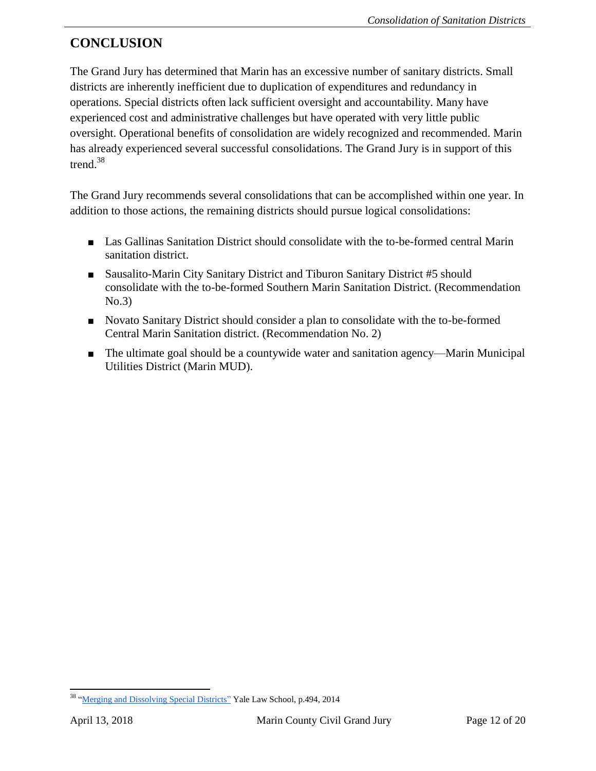## CONCLUSION

The Grand Jury has determined that Marin has an excessive number of sanitary districts. Small districts are inherently inefficient due to duplication of expenditures and redundancy in operations. Special districts often lack sufficient oversight and accountability. Many have experienced cost and administrative challenges but have operated with very little public oversight. Operational benefits of consolidation are widely recognized and recommended. Marin has already experienced several successful consolidations. The Grand Jury is in support of this trend.[38]

The Grand Jury recommends several consolidations that can be accomplished within one year. In addition to those actions, the remaining districts should pursue logical consolidations:

- Las Gallinas Sanitation District should consolidate with the to-be-formed central Marin sanitation district.
- Sausalito-Marin City Sanitary District and Tiburon Sanitary District #5 should consolidate with the to-be-formed Southern Marin Sanitation District. (Recommendation No.3)
- Novato Sanitary District should consider a plan to consolidate with the to-be-formed Central Marin Sanitation district. (Recommendation No. 2)
- The ultimate goal should be a countywide water and sanitation agency—Marin Municipal Utilities District (Marin MUD).

[38] "Merging and Dissolving Special Districts" Yale Law School, p.494, 2014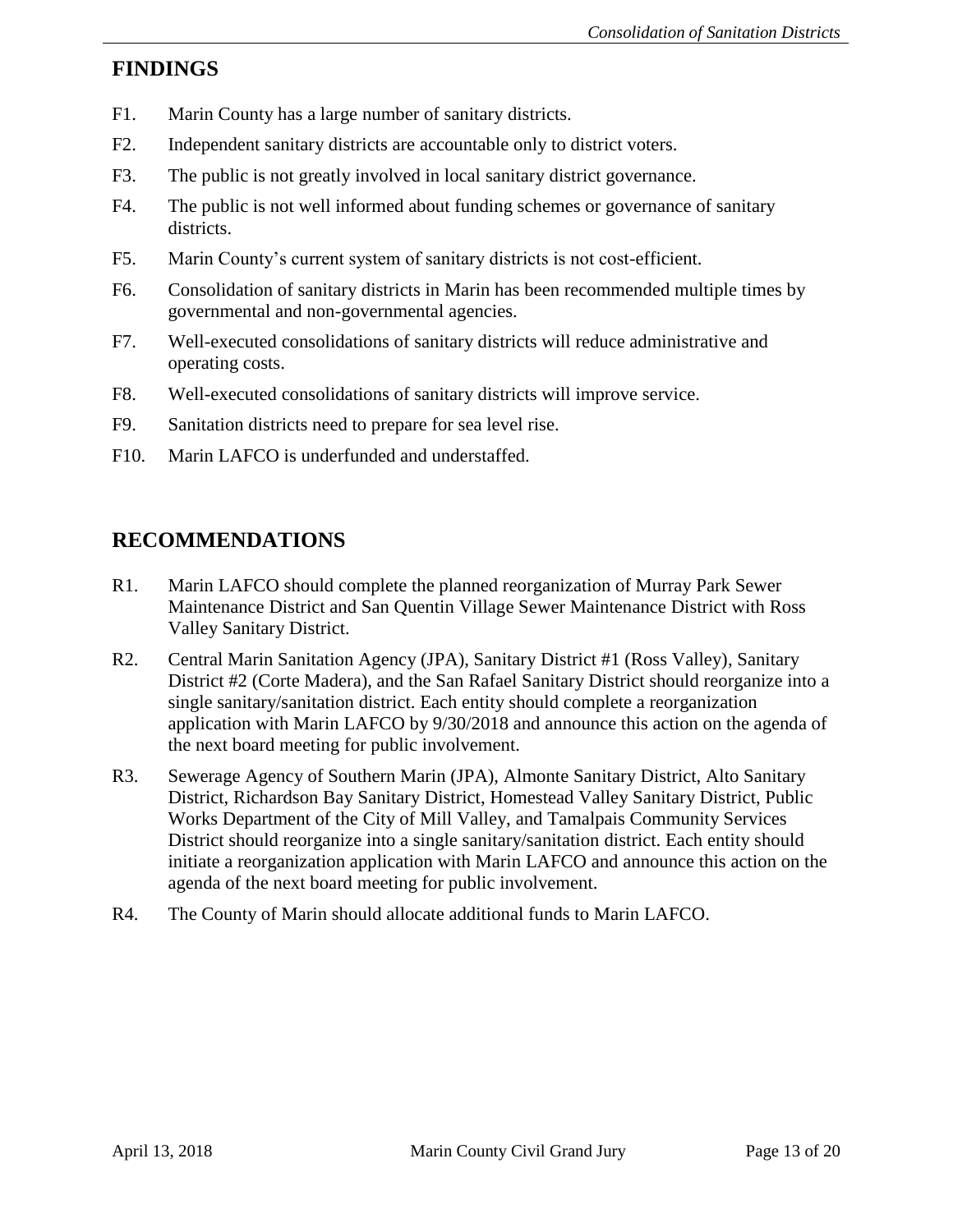## FINDINGS

F1. Marin County has a large number of sanitary districts.

F2. Independent sanitary districts are accountable only to district voters.

F3. The public is not greatly involved in local sanitary district governance.

F4. The public is not well informed about funding schemes or governance of sanitary districts.

F5. Marin County's current system of sanitary districts is not cost-efficient.

F6. Consolidation of sanitary districts in Marin has been recommended multiple times by governmental and non-governmental agencies.

F7. Well-executed consolidations of sanitary districts will reduce administrative and operating costs.

F8. Well-executed consolidations of sanitary districts will improve service.

F9. Sanitation districts need to prepare for sea level rise.

F10. Marin LAFCO is underfunded and understaffed.

## RECOMMENDATIONS

R1. Marin LAFCO should complete the planned reorganization of Murray Park Sewer Maintenance District and San Quentin Village Sewer Maintenance District with Ross Valley Sanitary District.

R2. Central Marin Sanitation Agency (JPA), Sanitary District #1 (Ross Valley), Sanitary District #2 (Corte Madera), and the San Rafael Sanitary District should reorganize into a single sanitary/sanitation district. Each entity should complete a reorganization application with Marin LAFCO by 9/30/2018 and announce this action on the agenda of the next board meeting for public involvement.

R3. Sewerage Agency of Southern Marin (JPA), Almonte Sanitary District, Alto Sanitary District, Richardson Bay Sanitary District, Homestead Valley Sanitary District, Public Works Department of the City of Mill Valley, and Tamalpais Community Services District should reorganize into a single sanitary/sanitation district. Each entity should initiate a reorganization application with Marin LAFCO and announce this action on the agenda of the next board meeting for public involvement.

R4. The County of Marin should allocate additional funds to Marin LAFCO.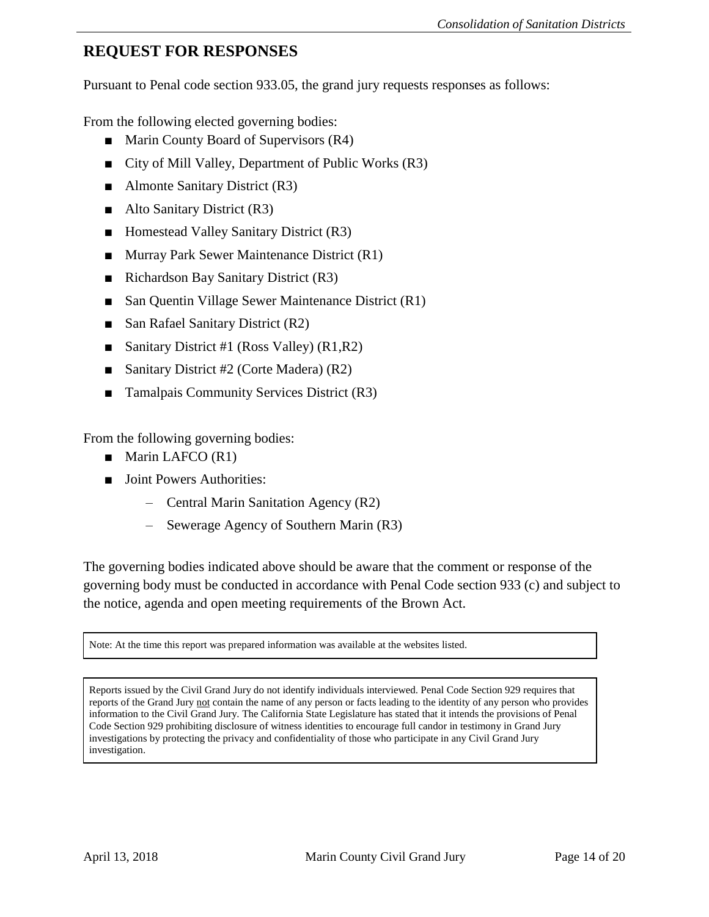## REQUEST FOR RESPONSES

Pursuant to Penal code section 933.05, the grand jury requests responses as follows:

From the following elected governing bodies:

- Marin County Board of Supervisors (R4)
- City of Mill Valley, Department of Public Works (R3)
- Almonte Sanitary District (R3)
- Alto Sanitary District (R3)
- Homestead Valley Sanitary District (R3)
- Murray Park Sewer Maintenance District (R1)
- Richardson Bay Sanitary District (R3)
- San Quentin Village Sewer Maintenance District (R1)
- San Rafael Sanitary District (R2)
- Sanitary District #1 (Ross Valley) (R1,R2)
- Sanitary District #2 (Corte Madera) (R2)
- Tamalpais Community Services District (R3)

From the following governing bodies:

- Marin LAFCO (R1)
- Joint Powers Authorities:
  - Central Marin Sanitation Agency (R2)
  - Sewerage Agency of Southern Marin (R3)

The governing bodies indicated above should be aware that the comment or response of the governing body must be conducted in accordance with Penal Code section 933 (c) and subject to the notice, agenda and open meeting requirements of the Brown Act.

Note: At the time this report was prepared information was available at the websites listed.

Reports issued by the Civil Grand Jury do not identify individuals interviewed. Penal Code Section 929 requires that reports of the Grand Jury not contain the name of any person or facts leading to the identity of any person who provides information to the Civil Grand Jury. The California State Legislature has stated that it intends the provisions of Penal Code Section 929 prohibiting disclosure of witness identities to encourage full candor in testimony in Grand Jury investigations by protecting the privacy and confidentiality of those who participate in any Civil Grand Jury investigation.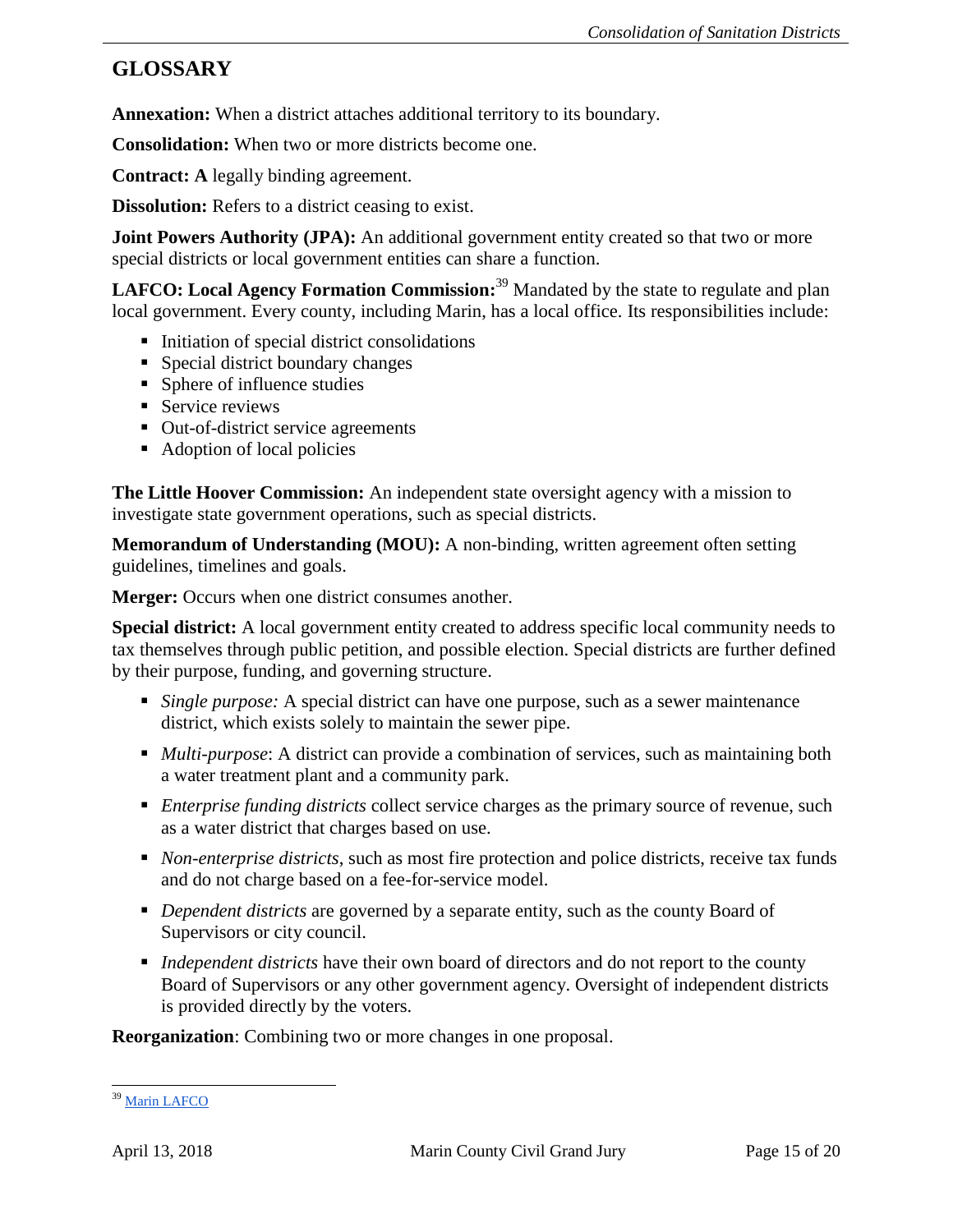## GLOSSARY

**Annexation:** When a district attaches additional territory to its boundary.

**Consolidation:** When two or more districts become one.

**Contract: A** legally binding agreement.

**Dissolution:** Refers to a district ceasing to exist.

**Joint Powers Authority (JPA):** An additional government entity created so that two or more special districts or local government entities can share a function.

**LAFCO: Local Agency Formation Commission:**[39] Mandated by the state to regulate and plan local government. Every county, including Marin, has a local office. Its responsibilities include:

- Initiation of special district consolidations
- Special district boundary changes
- Sphere of influence studies
- Service reviews
- Out-of-district service agreements
- Adoption of local policies

**The Little Hoover Commission:** An independent state oversight agency with a mission to investigate state government operations, such as special districts.

**Memorandum of Understanding (MOU):** A non-binding, written agreement often setting guidelines, timelines and goals.

**Merger:** Occurs when one district consumes another.

**Special district:** A local government entity created to address specific local community needs to tax themselves through public petition, and possible election. Special districts are further defined by their purpose, funding, and governing structure.

- *Single purpose:* A special district can have one purpose, such as a sewer maintenance district, which exists solely to maintain the sewer pipe.
- *Multi-purpose*: A district can provide a combination of services, such as maintaining both a water treatment plant and a community park.
- *Enterprise funding districts* collect service charges as the primary source of revenue, such as a water district that charges based on use.
- *Non-enterprise districts*, such as most fire protection and police districts, receive tax funds and do not charge based on a fee-for-service model.
- *Dependent districts* are governed by a separate entity, such as the county Board of Supervisors or city council.
- *Independent districts* have their own board of directors and do not report to the county Board of Supervisors or any other government agency. Oversight of independent districts is provided directly by the voters.

**Reorganization**: Combining two or more changes in one proposal.

---

[39] Marin LAFCO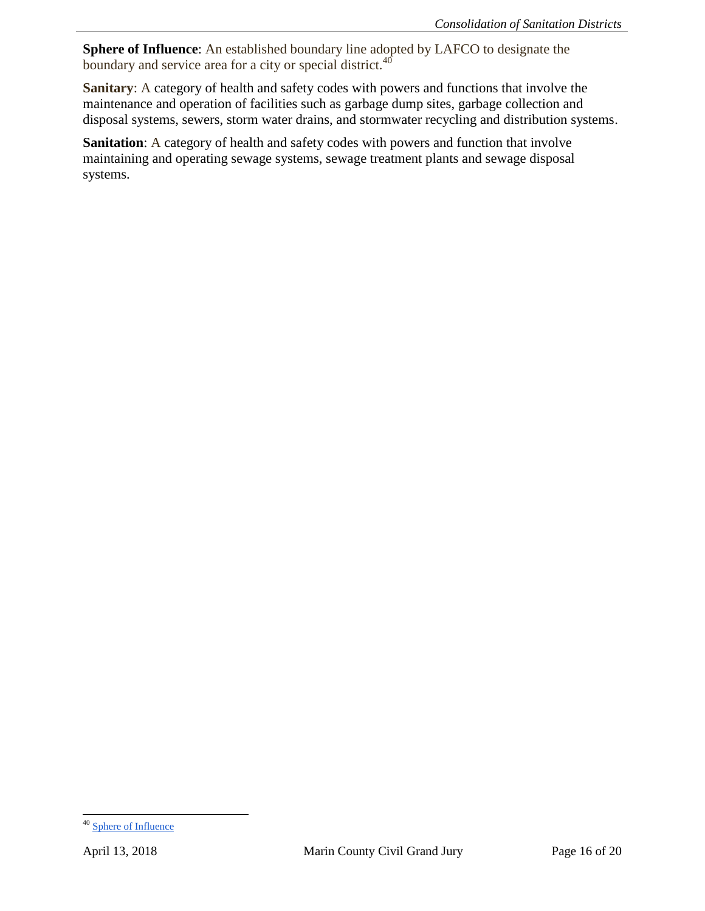**Sphere of Influence**: An established boundary line adopted by LAFCO to designate the boundary and service area for a city or special district.[40]

**Sanitary**: A category of health and safety codes with powers and functions that involve the maintenance and operation of facilities such as garbage dump sites, garbage collection and disposal systems, sewers, storm water drains, and stormwater recycling and distribution systems.

**Sanitation**: A category of health and safety codes with powers and function that involve maintaining and operating sewage systems, sewage treatment plants and sewage disposal systems.

[40] Sphere of Influence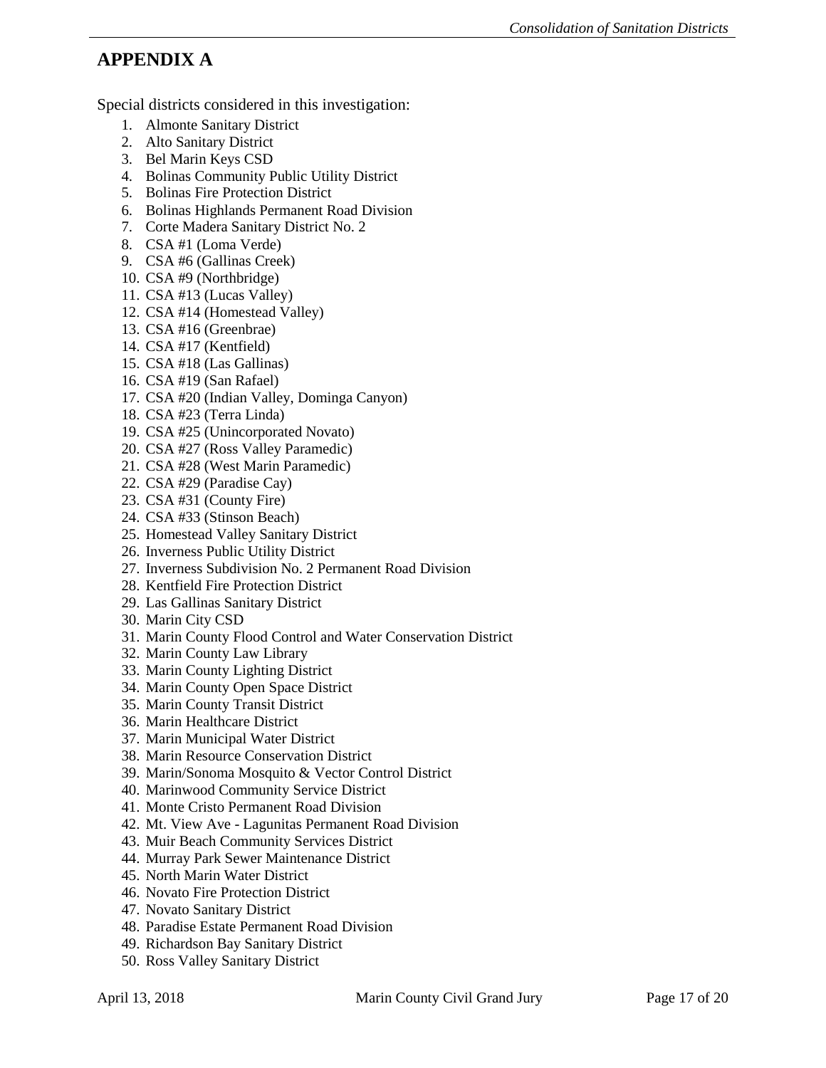## APPENDIX A

Special districts considered in this investigation:

1. Almonte Sanitary District
2. Alto Sanitary District
3. Bel Marin Keys CSD
4. Bolinas Community Public Utility District
5. Bolinas Fire Protection District
6. Bolinas Highlands Permanent Road Division
7. Corte Madera Sanitary District No. 2
8. CSA #1 (Loma Verde)
9. CSA #6 (Gallinas Creek)
10. CSA #9 (Northbridge)
11. CSA #13 (Lucas Valley)
12. CSA #14 (Homestead Valley)
13. CSA #16 (Greenbrae)
14. CSA #17 (Kentfield)
15. CSA #18 (Las Gallinas)
16. CSA #19 (San Rafael)
17. CSA #20 (Indian Valley, Dominga Canyon)
18. CSA #23 (Terra Linda)
19. CSA #25 (Unincorporated Novato)
20. CSA #27 (Ross Valley Paramedic)
21. CSA #28 (West Marin Paramedic)
22. CSA #29 (Paradise Cay)
23. CSA #31 (County Fire)
24. CSA #33 (Stinson Beach)
25. Homestead Valley Sanitary District
26. Inverness Public Utility District
27. Inverness Subdivision No. 2 Permanent Road Division
28. Kentfield Fire Protection District
29. Las Gallinas Sanitary District
30. Marin City CSD
31. Marin County Flood Control and Water Conservation District
32. Marin County Law Library
33. Marin County Lighting District
34. Marin County Open Space District
35. Marin County Transit District
36. Marin Healthcare District
37. Marin Municipal Water District
38. Marin Resource Conservation District
39. Marin/Sonoma Mosquito & Vector Control District
40. Marinwood Community Service District
41. Monte Cristo Permanent Road Division
42. Mt. View Ave - Lagunitas Permanent Road Division
43. Muir Beach Community Services District
44. Murray Park Sewer Maintenance District
45. North Marin Water District
46. Novato Fire Protection District
47. Novato Sanitary District
48. Paradise Estate Permanent Road Division
49. Richardson Bay Sanitary District
50. Ross Valley Sanitary District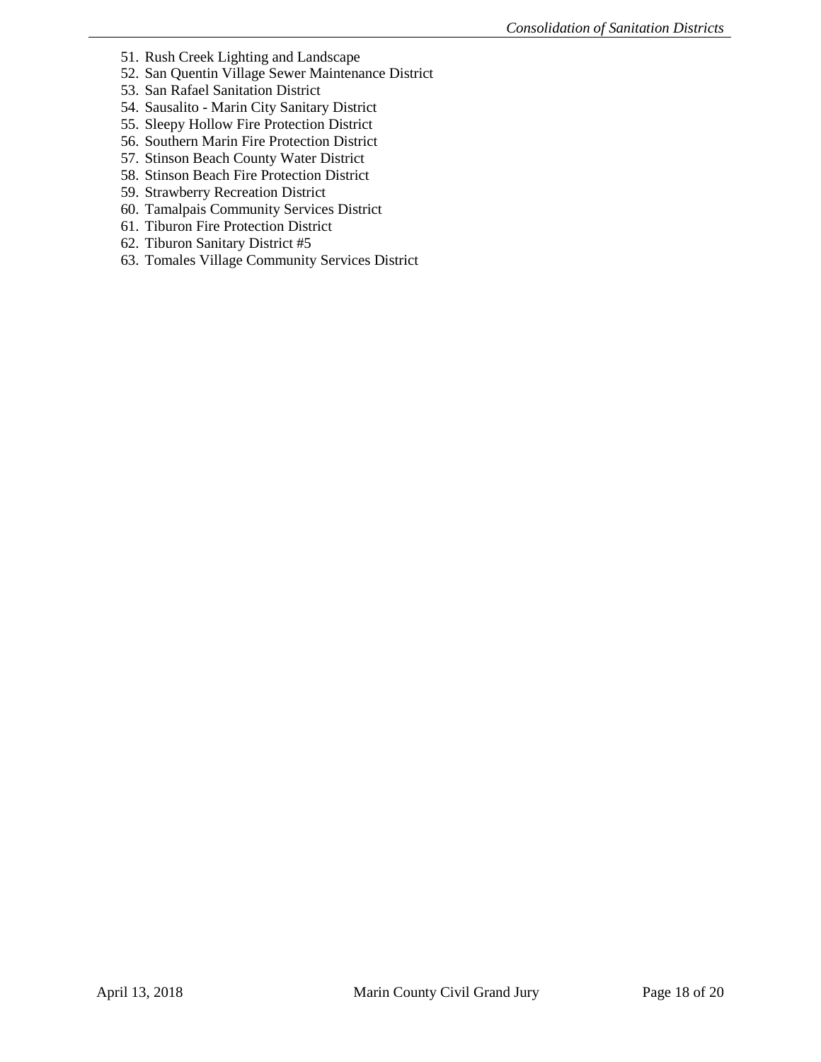51. Rush Creek Lighting and Landscape
52. San Quentin Village Sewer Maintenance District
53. San Rafael Sanitation District
54. Sausalito - Marin City Sanitary District
55. Sleepy Hollow Fire Protection District
56. Southern Marin Fire Protection District
57. Stinson Beach County Water District
58. Stinson Beach Fire Protection District
59. Strawberry Recreation District
60. Tamalpais Community Services District
61. Tiburon Fire Protection District
62. Tiburon Sanitary District #5
63. Tomales Village Community Services District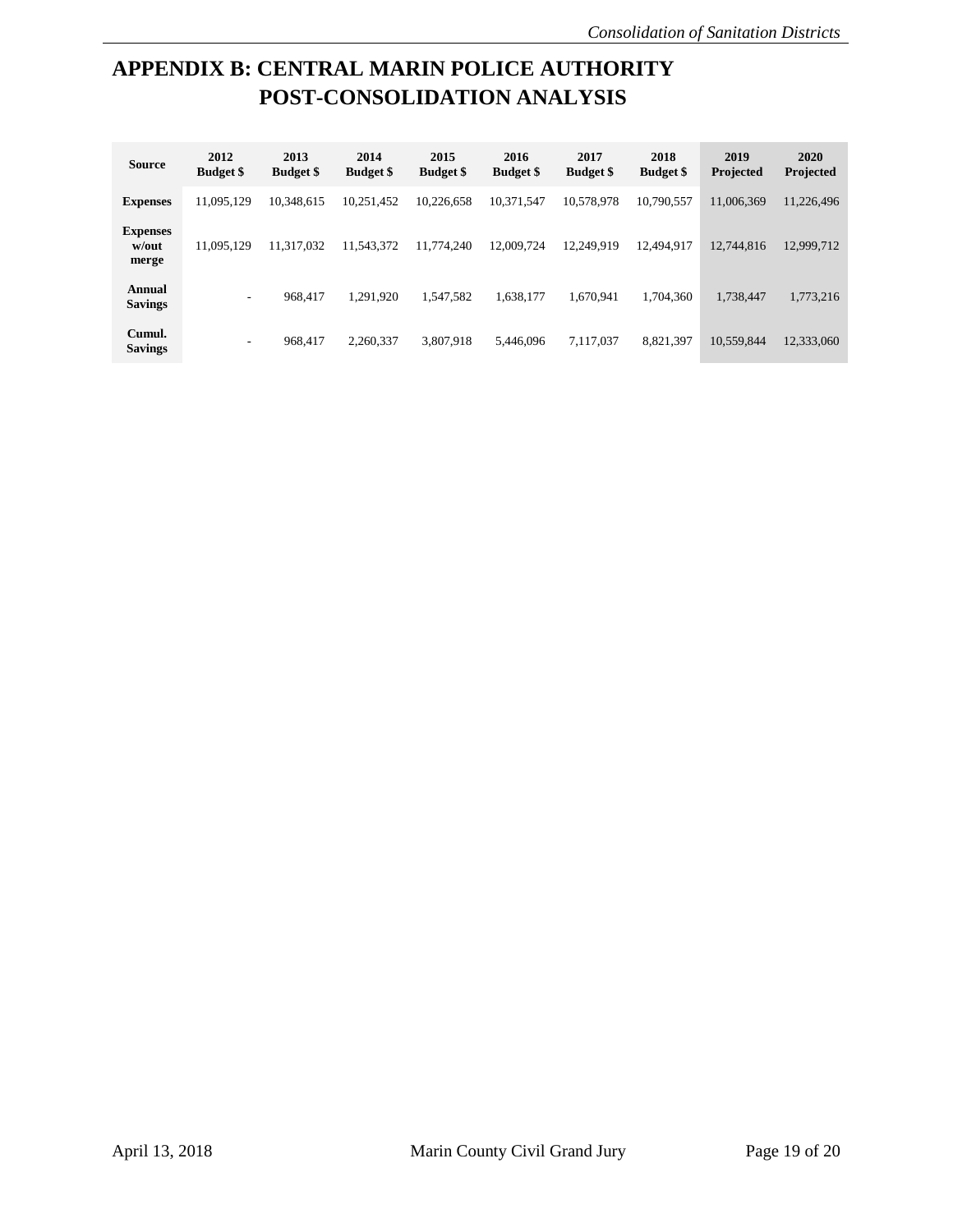# APPENDIX B: CENTRAL MARIN POLICE AUTHORITY POST-CONSOLIDATION ANALYSIS

| Source | 2012 Budget $ | 2013 Budget $ | 2014 Budget $ | 2015 Budget $ | 2016 Budget $ | 2017 Budget $ | 2018 Budget $ | 2019 Projected | 2020 Projected |
|---|---|---|---|---|---|---|---|---|---|
| **Expenses** | 11,095,129 | 10,348,615 | 10,251,452 | 10,226,658 | 10,371,547 | 10,578,978 | 10,790,557 | 11,006,369 | 11,226,496 |
| **Expenses w/out merge** | 11,095,129 | 11,317,032 | 11,543,372 | 11,774,240 | 12,009,724 | 12,249,919 | 12,494,917 | 12,744,816 | 12,999,712 |
| **Annual Savings** | - | 968,417 | 1,291,920 | 1,547,582 | 1,638,177 | 1,670,941 | 1,704,360 | 1,738,447 | 1,773,216 |
| **Cumul. Savings** | - | 968,417 | 2,260,337 | 3,807,918 | 5,446,096 | 7,117,037 | 8,821,397 | 10,559,844 | 12,333,060 |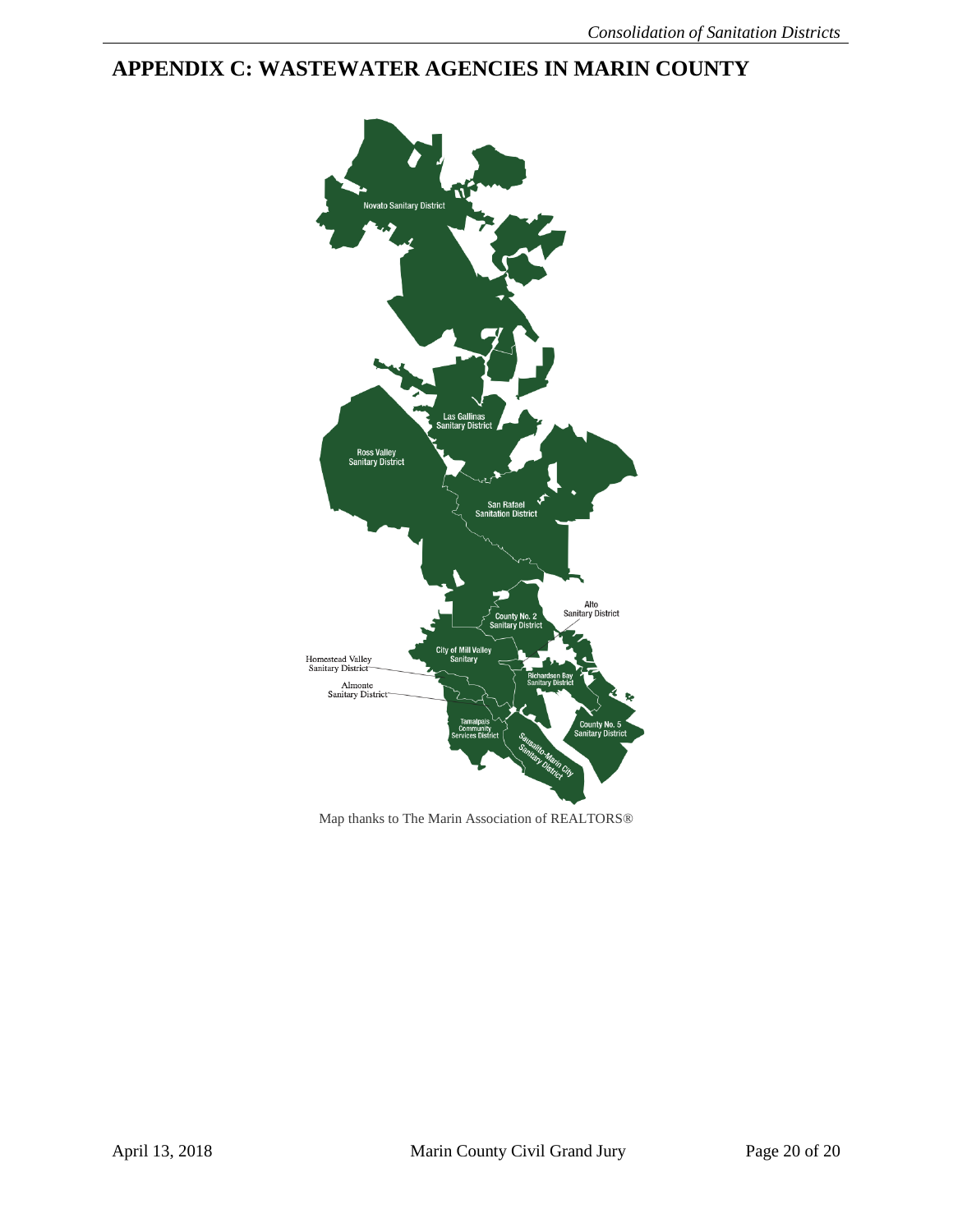# APPENDIX C: WASTEWATER AGENCIES IN MARIN COUNTY

Novato Sanitary District

Las Gallinas Sanitary District

Ross Valley Sanitary District

San Rafael Sanitation District

Alto Sanitary District

County No. 2 Sanitary District

City of Mill Valley Sanitary

Homestead Valley Sanitary District

Richardson Bay Sanitary District

Almonte Sanitary District

Tamalpais Community Services District

County No. 5 Sanitary District

Sausalito-Marin City Sanitary District

Map thanks to The Marin Association of REALTORS®